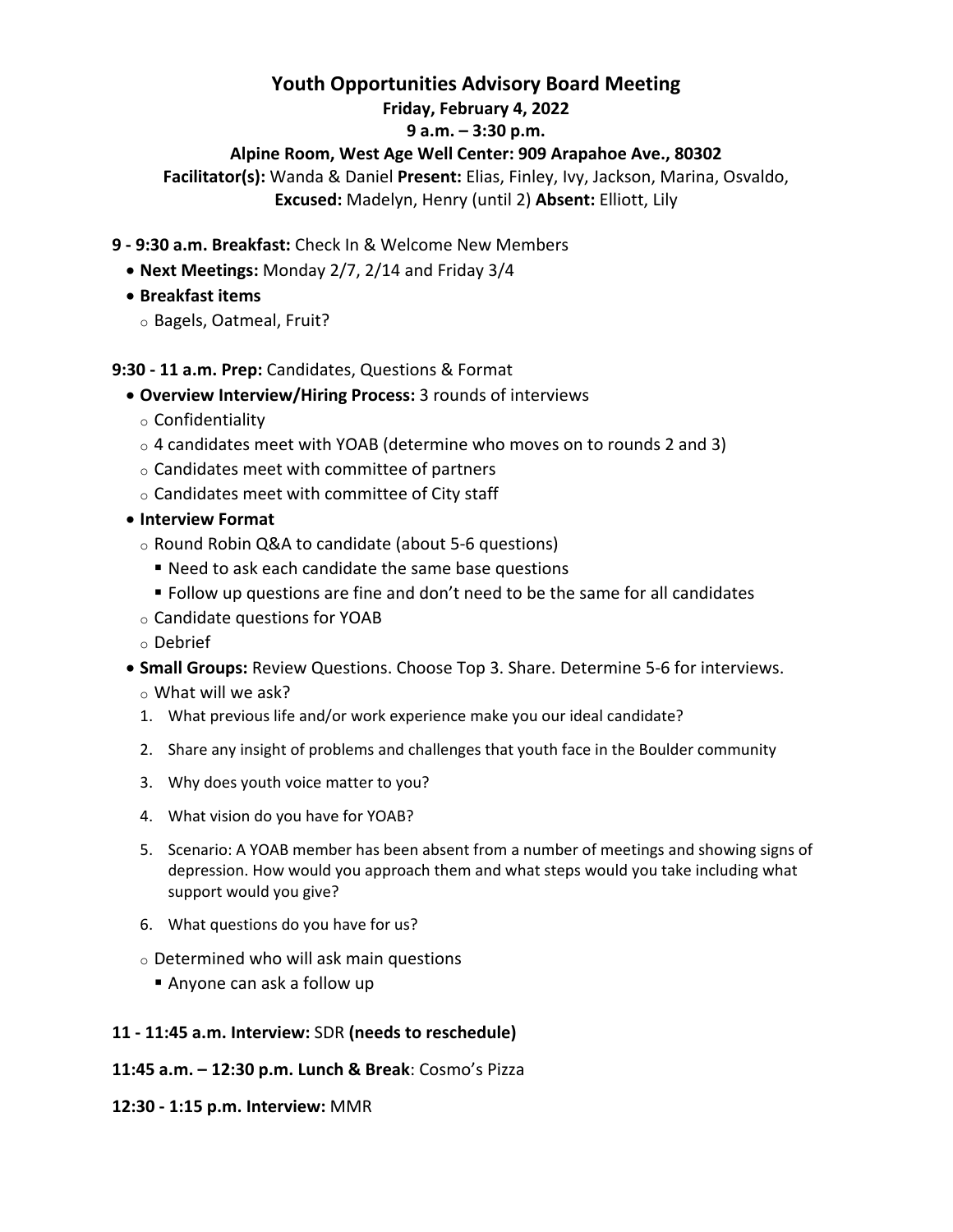# Youth Opportunities Advisory Board Meeting

**Friday, February 4, 2022**

**9 a.m. – 3:30 p.m.**

**Alpine Room, West Age Well Center: 909 Arapahoe Ave., 80302**

**Facilitator(s):** Wanda & Daniel **Present:** Elias, Finley, Ivy, Jackson, Marina, Osvaldo, **Excused:** Madelyn, Henry (until 2) **Absent:** Elliott, Lily

**9 - 9:30 a.m. Breakfast:** Check In & Welcome New Members

- **Next Meetings:** Monday 2/7, 2/14 and Friday 3/4
- **Breakfast items**
  - Bagels, Oatmeal, Fruit?

**9:30 - 11 a.m. Prep:** Candidates, Questions & Format

- **Overview Interview/Hiring Process:** 3 rounds of interviews
  - Confidentiality
  - 4 candidates meet with YOAB (determine who moves on to rounds 2 and 3)
  - Candidates meet with committee of partners
  - Candidates meet with committee of City staff
- **Interview Format**
  - Round Robin Q&A to candidate (about 5-6 questions)
    - Need to ask each candidate the same base questions
    - Follow up questions are fine and don't need to be the same for all candidates
  - Candidate questions for YOAB
  - Debrief
- **Small Groups:** Review Questions. Choose Top 3. Share. Determine 5-6 for interviews.
  - What will we ask?
  1. What previous life and/or work experience make you our ideal candidate?
  2. Share any insight of problems and challenges that youth face in the Boulder community
  3. Why does youth voice matter to you?
  4. What vision do you have for YOAB?
  5. Scenario: A YOAB member has been absent from a number of meetings and showing signs of depression. How would you approach them and what steps would you take including what support would you give?
  6. What questions do you have for us?
  - Determined who will ask main questions
    - Anyone can ask a follow up

**11 - 11:45 a.m. Interview:** SDR **(needs to reschedule)**

**11:45 a.m. – 12:30 p.m. Lunch & Break**: Cosmo's Pizza

**12:30 - 1:15 p.m. Interview:** MMR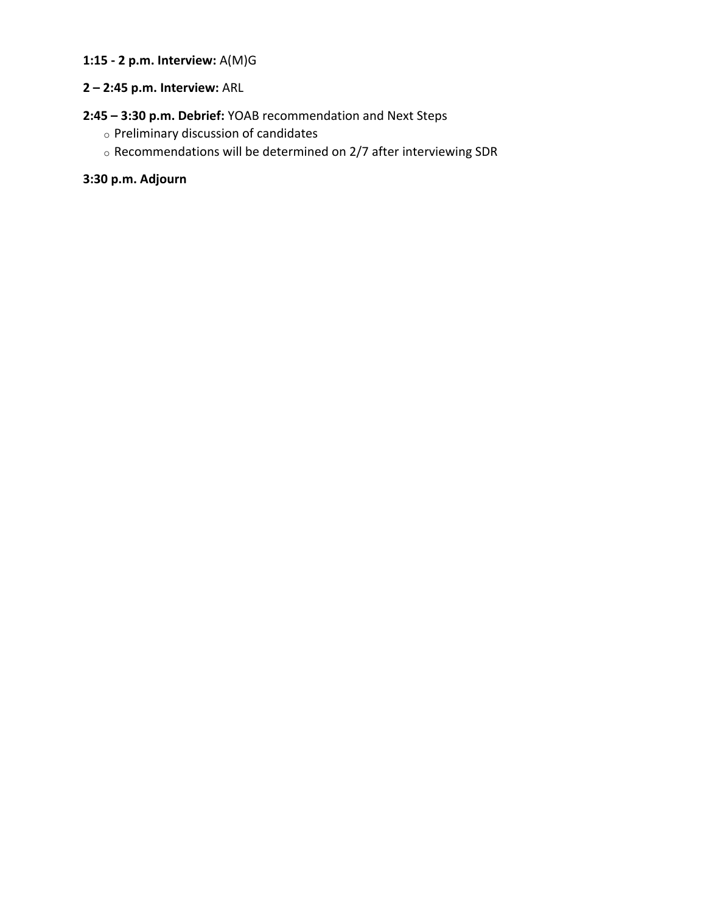**1:15 - 2 p.m. Interview:** A(M)G

**2 – 2:45 p.m. Interview:** ARL

**2:45 – 3:30 p.m. Debrief:** YOAB recommendation and Next Steps

- Preliminary discussion of candidates
- Recommendations will be determined on 2/7 after interviewing SDR

**3:30 p.m. Adjourn**